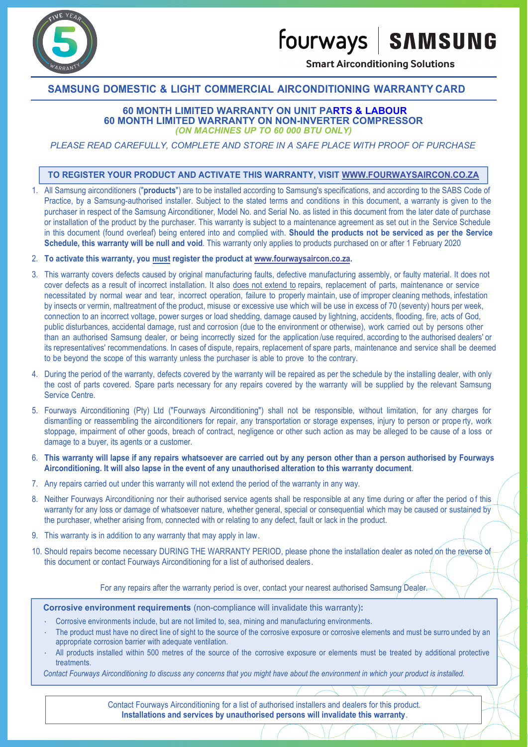fourways | SAMSUNG

**Smart Airconditioning Solutions**

## SAMSUNG DOMESTIC & LIGHT COMMERCIAL AIRCONDITIONING WARRANTY CARD

**60 MONTH LIMITED WARRANTY ON UNIT PARTS & LABOUR**
**60 MONTH LIMITED WARRANTY ON NON-INVERTER COMPRESSOR**
***(ON MACHINES UP TO 60 000 BTU ONLY)***

*PLEASE READ CAREFULLY, COMPLETE AND STORE IN A SAFE PLACE WITH PROOF OF PURCHASE*

**TO REGISTER YOUR PRODUCT AND ACTIVATE THIS WARRANTY, VISIT WWW.FOURWAYSAIRCON.CO.ZA**

1. All Samsung airconditioners ("**products**") are to be installed according to Samsung's specifications, and according to the SABS Code of Practice, by a Samsung-authorised installer. Subject to the stated terms and conditions in this document, a warranty is given to the purchaser in respect of the Samsung Airconditioner, Model No. and Serial No. as listed in this document from the later date of purchase or installation of the product by the purchaser. This warranty is subject to a maintenance agreement as set out in the Service Schedule in this document (found overleaf) being entered into and complied with. **Should the products not be serviced as per the Service Schedule, this warranty will be null and void**. This warranty only applies to products purchased on or after 1 February 2020
2. **To activate this warranty, you must register the product at www.fourwaysaircon.co.za.**
3. This warranty covers defects caused by original manufacturing faults, defective manufacturing assembly, or faulty material. It does not cover defects as a result of incorrect installation. It also does not extend to repairs, replacement of parts, maintenance or service necessitated by normal wear and tear, incorrect operation, failure to properly maintain, use of improper cleaning methods, infestation by insects or vermin, maltreatment of the product, misuse or excessive use which will be use in excess of 70 (seventy) hours per week, connection to an incorrect voltage, power surges or load shedding, damage caused by lightning, accidents, flooding, fire, acts of God, public disturbances, accidental damage, rust and corrosion (due to the environment or otherwise), work carried out by persons other than an authorised Samsung dealer, or being incorrectly sized for the application /use required, according to the authorised dealers' or its representatives' recommendations. In cases of dispute, repairs, replacement of spare parts, maintenance and service shall be deemed to be beyond the scope of this warranty unless the purchaser is able to prove to the contrary.
4. During the period of the warranty, defects covered by the warranty will be repaired as per the schedule by the installing dealer, with only the cost of parts covered. Spare parts necessary for any repairs covered by the warranty will be supplied by the relevant Samsung Service Centre.
5. Fourways Airconditioning (Pty) Ltd ("Fourways Airconditioning") shall not be responsible, without limitation, for any charges for dismantling or reassembling the airconditioners for repair, any transportation or storage expenses, injury to person or property, work stoppage, impairment of other goods, breach of contract, negligence or other such action as may be alleged to be cause of a loss or damage to a buyer, its agents or a customer.
6. **This warranty will lapse if any repairs whatsoever are carried out by any person other than a person authorised by Fourways Airconditioning. It will also lapse in the event of any unauthorised alteration to this warranty document**.
7. Any repairs carried out under this warranty will not extend the period of the warranty in any way.
8. Neither Fourways Airconditioning nor their authorised service agents shall be responsible at any time during or after the period of this warranty for any loss or damage of whatsoever nature, whether general, special or consequential which may be caused or sustained by the purchaser, whether arising from, connected with or relating to any defect, fault or lack in the product.
9. This warranty is in addition to any warranty that may apply in law.
10. Should repairs become necessary DURING THE WARRANTY PERIOD, please phone the installation dealer as noted on the reverse of this document or contact Fourways Airconditioning for a list of authorised dealers.

For any repairs after the warranty period is over, contact your nearest authorised Samsung Dealer.

**Corrosive environment requirements** (non-compliance will invalidate this warranty)**:**

- Corrosive environments include, but are not limited to, sea, mining and manufacturing environments.
- The product must have no direct line of sight to the source of the corrosive exposure or corrosive elements and must be surrounded by an appropriate corrosion barrier with adequate ventilation.
- All products installed within 500 metres of the source of the corrosive exposure or elements must be treated by additional protective treatments.

*Contact Fourways Airconditioning to discuss any concerns that you might have about the environment in which your product is installed.*

Contact Fourways Airconditioning for a list of authorised installers and dealers for this product.
**Installations and services by unauthorised persons will invalidate this warranty**.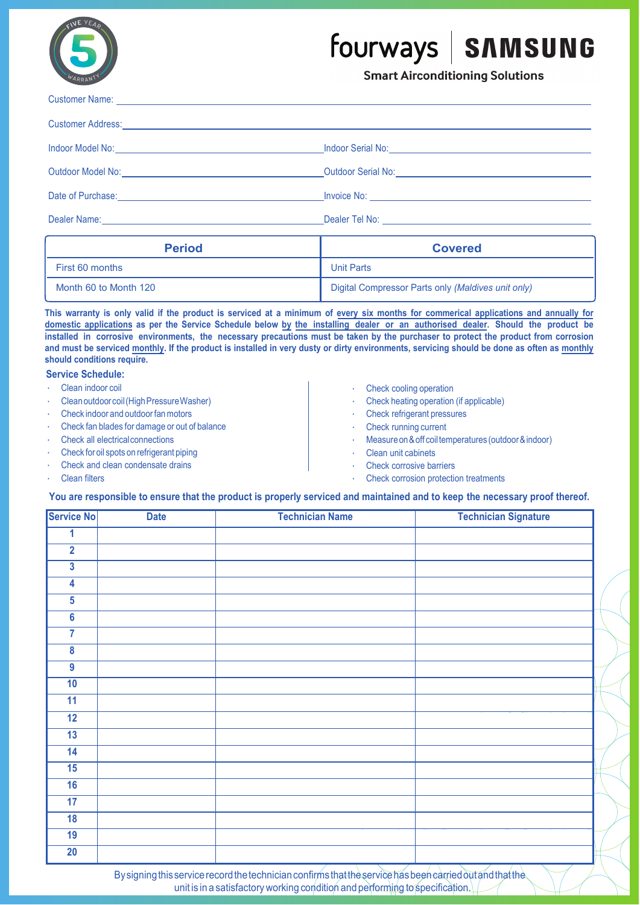FIVE YEAR 5 WARRANTY

fourways | SAMSUNG

Smart Airconditioning Solutions

Customer Name: \_\_\_\_\_\_\_\_\_\_\_\_\_\_\_\_\_\_\_\_\_\_\_\_\_\_\_\_\_\_\_\_\_\_\_\_\_\_\_\_\_\_\_\_

Customer Address: \_\_\_\_\_\_\_\_\_\_\_\_\_\_\_\_\_\_\_\_\_\_\_\_\_\_\_\_\_\_\_\_\_\_\_\_\_\_\_\_\_\_

Indoor Model No: \_\_\_\_\_\_\_\_\_\_\_\_\_\_\_\_\_\_\_\_ Indoor Serial No: \_\_\_\_\_\_\_\_\_\_\_\_\_\_\_\_\_\_\_\_

Outdoor Model No: \_\_\_\_\_\_\_\_\_\_\_\_\_\_\_\_\_\_\_\_ Outdoor Serial No: \_\_\_\_\_\_\_\_\_\_\_\_\_\_\_\_\_\_\_\_

Date of Purchase: \_\_\_\_\_\_\_\_\_\_\_\_\_\_\_\_\_\_\_\_ Invoice No: \_\_\_\_\_\_\_\_\_\_\_\_\_\_\_\_\_\_\_\_

Dealer Name: \_\_\_\_\_\_\_\_\_\_\_\_\_\_\_\_\_\_\_\_ Dealer Tel No: \_\_\_\_\_\_\_\_\_\_\_\_\_\_\_\_\_\_\_\_

| Period | Covered |
|---|---|
| First 60 months | Unit Parts |
| Month 60 to Month 120 | Digital Compressor Parts only *(Maldives unit only)* |

**This warranty is only valid if the product is serviced at a minimum of every six months for commerical applications and annually for domestic applications as per the Service Schedule below by the installing dealer or an authorised dealer. Should the product be installed in corrosive environments, the necessary precautions must be taken by the purchaser to protect the product from corrosion and must be serviced monthly. If the product is installed in very dusty or dirty environments, servicing should be done as often as monthly should conditions require.**

**Service Schedule:**

- Clean indoor coil
- Clean outdoor coil (High Pressure Washer)
- Check indoor and outdoor fan motors
- Check fan blades for damage or out of balance
- Check all electrical connections
- Check for oil spots on refrigerant piping
- Check and clean condensate drains
- Clean filters
- Check cooling operation
- Check heating operation (if applicable)
- Check refrigerant pressures
- Check running current
- Measure on & off coil temperatures (outdoor & indoor)
- Clean unit cabinets
- Check corrosive barriers
- Check corrosion protection treatments

**You are responsible to ensure that the product is properly serviced and maintained and to keep the necessary proof thereof.**

| Service No | Date | Technician Name | Technician Signature |
|---|---|---|---|
| 1 | | | |
| 2 | | | |
| 3 | | | |
| 4 | | | |
| 5 | | | |
| 6 | | | |
| 7 | | | |
| 8 | | | |
| 9 | | | |
| 10 | | | |
| 11 | | | |
| 12 | | | |
| 13 | | | |
| 14 | | | |
| 15 | | | |
| 16 | | | |
| 17 | | | |
| 18 | | | |
| 19 | | | |
| 20 | | | |

By signing this service record the technician confirms that the service has been carried out and that the unit is in a satisfactory working condition and performing to specification.